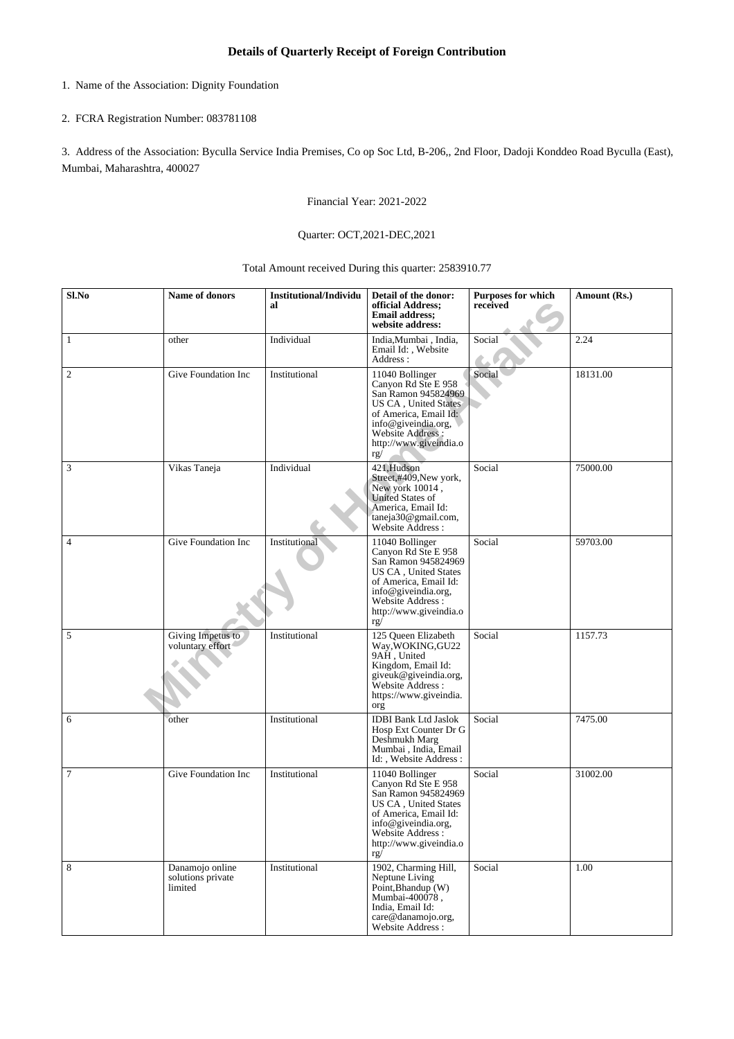# Details of Quarterly Receipt of Foreign Contribution

1. Name of the Association: Dignity Foundation

2. FCRA Registration Number: 083781108

3. Address of the Association: Byculla Service India Premises, Co op Soc Ltd, B-206,, 2nd Floor, Dadoji Konddeo Road Byculla (East), Mumbai, Maharashtra, 400027

Financial Year: 2021-2022

Quarter: OCT,2021-DEC,2021

Total Amount received During this quarter: 2583910.77

| Sl.No | Name of donors | Institutional/Individual | Detail of the donor: official Address; Email address; website address: | Purposes for which received | Amount (Rs.) |
|---|---|---|---|---|---|
| 1 | other | Individual | India,Mumbai , India, Email Id: , Website Address : | Social | 2.24 |
| 2 | Give Foundation Inc | Institutional | 11040 Bollinger Canyon Rd Ste E 958 San Ramon 945824969 US CA , United States of America, Email Id: info@giveindia.org, Website Address : http://www.giveindia.org/ | Social | 18131.00 |
| 3 | Vikas Taneja | Individual | 421,Hudson Street,#409,New york, New york 10014 , United States of America, Email Id: taneja30@gmail.com, Website Address : | Social | 75000.00 |
| 4 | Give Foundation Inc | Institutional | 11040 Bollinger Canyon Rd Ste E 958 San Ramon 945824969 US CA , United States of America, Email Id: info@giveindia.org, Website Address : http://www.giveindia.org/ | Social | 59703.00 |
| 5 | Giving Impetus to voluntary effort | Institutional | 125 Queen Elizabeth Way,WOKING,GU22 9AH , United Kingdom, Email Id: giveuk@giveindia.org, Website Address : https://www.giveindia.org | Social | 1157.73 |
| 6 | other | Institutional | IDBI Bank Ltd Jaslok Hosp Ext Counter Dr G Deshmukh Marg Mumbai , India, Email Id: , Website Address : | Social | 7475.00 |
| 7 | Give Foundation Inc | Institutional | 11040 Bollinger Canyon Rd Ste E 958 San Ramon 945824969 US CA , United States of America, Email Id: info@giveindia.org, Website Address : http://www.giveindia.org/ | Social | 31002.00 |
| 8 | Danamojo online solutions private limited | Institutional | 1902, Charming Hill, Neptune Living Point,Bhandup (W) Mumbai-400078 , India, Email Id: care@danamojo.org, Website Address : | Social | 1.00 |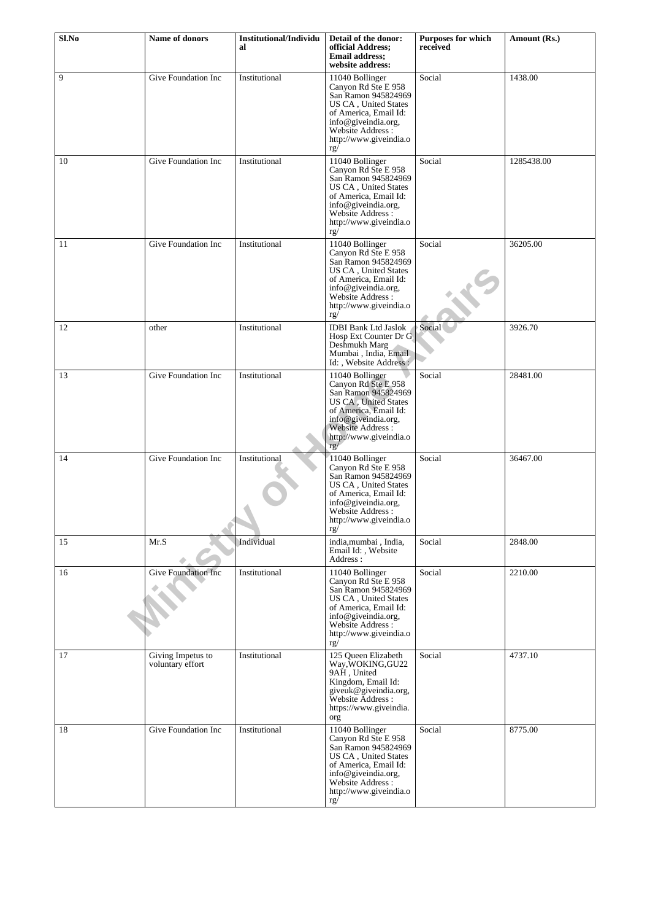| Sl.No | Name of donors | Institutional/Individual | Detail of the donor: official Address; Email address; website address: | Purposes for which received | Amount (Rs.) |
|---|---|---|---|---|---|
| 9 | Give Foundation Inc | Institutional | 11040 Bollinger Canyon Rd Ste E 958 San Ramon 945824969 US CA , United States of America, Email Id: info@giveindia.org, Website Address : http://www.giveindia.org/ | Social | 1438.00 |
| 10 | Give Foundation Inc | Institutional | 11040 Bollinger Canyon Rd Ste E 958 San Ramon 945824969 US CA , United States of America, Email Id: info@giveindia.org, Website Address : http://www.giveindia.org/ | Social | 1285438.00 |
| 11 | Give Foundation Inc | Institutional | 11040 Bollinger Canyon Rd Ste E 958 San Ramon 945824969 US CA , United States of America, Email Id: info@giveindia.org, Website Address : http://www.giveindia.org/ | Social | 36205.00 |
| 12 | other | Institutional | IDBI Bank Ltd Jaslok Hosp Ext Counter Dr G Deshmukh Marg Mumbai , India, Email Id: , Website Address : | Social | 3926.70 |
| 13 | Give Foundation Inc | Institutional | 11040 Bollinger Canyon Rd Ste E 958 San Ramon 945824969 US CA , United States of America, Email Id: info@giveindia.org, Website Address : http://www.giveindia.org/ | Social | 28481.00 |
| 14 | Give Foundation Inc | Institutional | 11040 Bollinger Canyon Rd Ste E 958 San Ramon 945824969 US CA , United States of America, Email Id: info@giveindia.org, Website Address : http://www.giveindia.org/ | Social | 36467.00 |
| 15 | Mr.S | Individual | india,mumbai , India, Email Id: , Website Address : | Social | 2848.00 |
| 16 | Give Foundation Inc | Institutional | 11040 Bollinger Canyon Rd Ste E 958 San Ramon 945824969 US CA , United States of America, Email Id: info@giveindia.org, Website Address : http://www.giveindia.org/ | Social | 2210.00 |
| 17 | Giving Impetus to voluntary effort | Institutional | 125 Queen Elizabeth Way,WOKING,GU22 9AH , United Kingdom, Email Id: giveuk@giveindia.org, Website Address : https://www.giveindia.org | Social | 4737.10 |
| 18 | Give Foundation Inc | Institutional | 11040 Bollinger Canyon Rd Ste E 958 San Ramon 945824969 US CA , United States of America, Email Id: info@giveindia.org, Website Address : http://www.giveindia.org/ | Social | 8775.00 |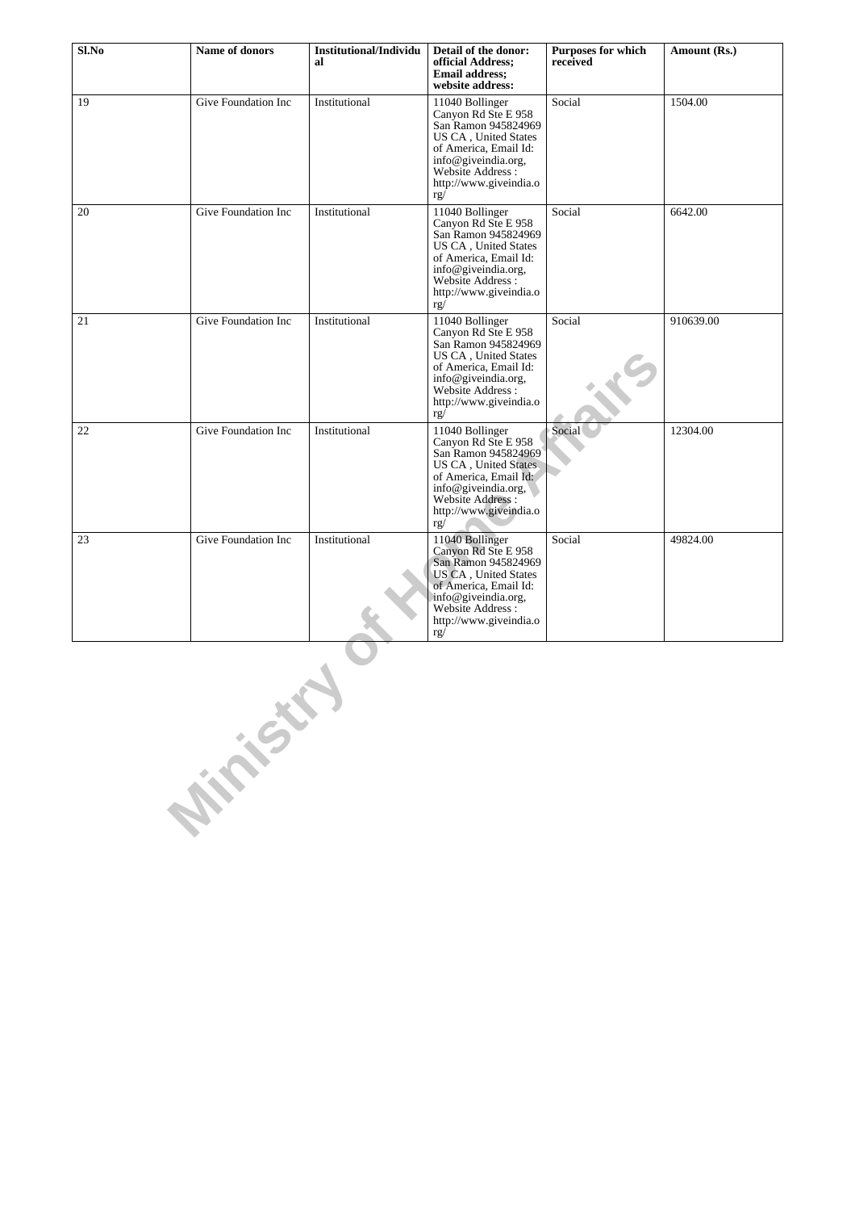| Sl.No | Name of donors | Institutional/Individual | Detail of the donor: official Address; Email address; website address: | Purposes for which received | Amount (Rs.) |
| --- | --- | --- | --- | --- | --- |
| 19 | Give Foundation Inc | Institutional | 11040 Bollinger Canyon Rd Ste E 958 San Ramon 945824969 US CA , United States of America, Email Id: info@giveindia.org, Website Address : http://www.giveindia.org/ | Social | 1504.00 |
| 20 | Give Foundation Inc | Institutional | 11040 Bollinger Canyon Rd Ste E 958 San Ramon 945824969 US CA , United States of America, Email Id: info@giveindia.org, Website Address : http://www.giveindia.org/ | Social | 6642.00 |
| 21 | Give Foundation Inc | Institutional | 11040 Bollinger Canyon Rd Ste E 958 San Ramon 945824969 US CA , United States of America, Email Id: info@giveindia.org, Website Address : http://www.giveindia.org/ | Social | 910639.00 |
| 22 | Give Foundation Inc | Institutional | 11040 Bollinger Canyon Rd Ste E 958 San Ramon 945824969 US CA , United States of America, Email Id: info@giveindia.org, Website Address : http://www.giveindia.org/ | Social | 12304.00 |
| 23 | Give Foundation Inc | Institutional | 11040 Bollinger Canyon Rd Ste E 958 San Ramon 945824969 US CA , United States of America, Email Id: info@giveindia.org, Website Address : http://www.giveindia.org/ | Social | 49824.00 |